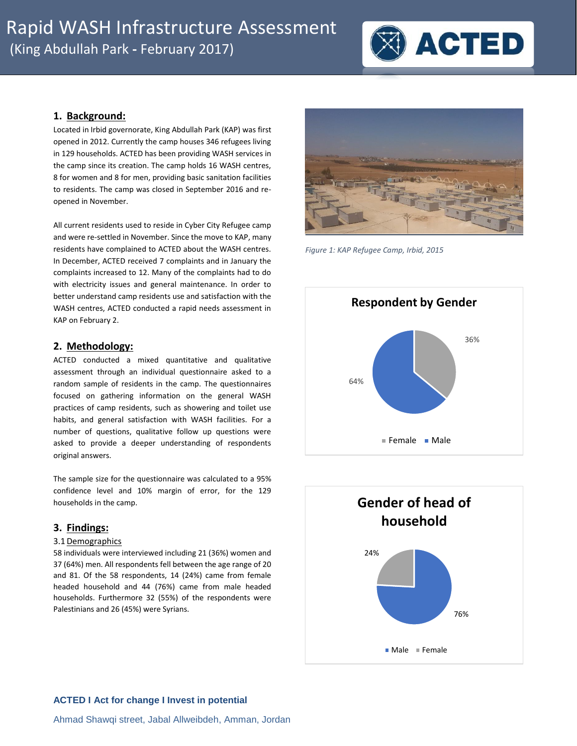# Rapid WASH Infrastructure Assessment

(King Abdullah Park - February 2017)

## 1. Background:

Located in Irbid governorate, King Abdullah Park (KAP) was first opened in 2012. Currently the camp houses 346 refugees living in 129 households. ACTED has been providing WASH services in the camp since its creation. The camp holds 16 WASH centres, 8 for women and 8 for men, providing basic sanitation facilities to residents. The camp was closed in September 2016 and re-opened in November.

All current residents used to reside in Cyber City Refugee camp and were re-settled in November. Since the move to KAP, many residents have complained to ACTED about the WASH centres. In December, ACTED received 7 complaints and in January the complaints increased to 12. Many of the complaints had to do with electricity issues and general maintenance. In order to better understand camp residents use and satisfaction with the WASH centres, ACTED conducted a rapid needs assessment in KAP on February 2.

*Figure 1: KAP Refugee Camp, Irbid, 2015*

## 2. Methodology:

ACTED conducted a mixed quantitative and qualitative assessment through an individual questionnaire asked to a random sample of residents in the camp. The questionnaires focused on gathering information on the general WASH practices of camp residents, such as showering and toilet use habits, and general satisfaction with WASH facilities. For a number of questions, qualitative follow up questions were asked to provide a deeper understanding of respondents original answers.

The sample size for the questionnaire was calculated to a 95% confidence level and 10% margin of error, for the 129 households in the camp.

## 3. Findings:

### 3.1 Demographics

58 individuals were interviewed including 21 (36%) women and 37 (64%) men. All respondents fell between the age range of 20 and 81. Of the 58 respondents, 14 (24%) came from female headed household and 44 (76%) came from male headed households. Furthermore 32 (55%) of the respondents were Palestinians and 26 (45%) were Syrians.

**Respondent by Gender**

| Gender | Share |
|---|---|
| Female | 36% |
| Male | 64% |

**Gender of head of household**

| Gender | Share |
|---|---|
| Male | 76% |
| Female | 24% |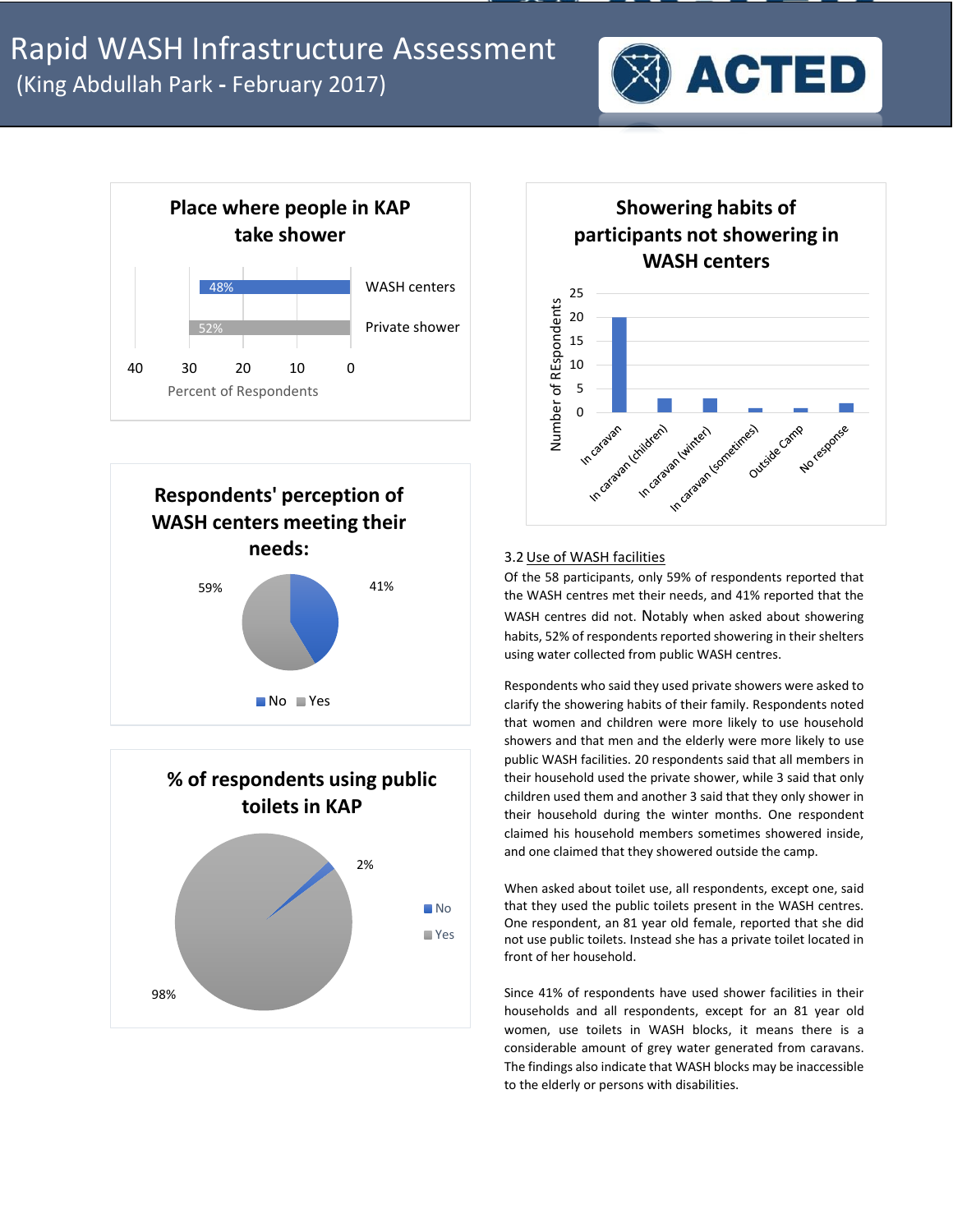# Rapid WASH Infrastructure Assessment
(King Abdullah Park - February 2017)

ACTED

**Place where people in KAP take shower**

| | Percent of Respondents |
|---|---|
| WASH centers | 48% |
| Private shower | 52% |

**Respondents' perception of WASH centers meeting their needs:**

| | |
|---|---|
| No | 41% |
| Yes | 59% |

**% of respondents using public toilets in KAP**

| | |
|---|---|
| No | 2% |
| Yes | 98% |

**Showering habits of participants not showering in WASH centers**

| | Number of REspondents |
|---|---|
| In caravan | 20 |
| In caravan (children) | 3 |
| In caravan (winter) | 3 |
| In caravan (sometimes) | 1 |
| Outside Camp | 1 |
| No response | 2 |

3.2 Use of WASH facilities

Of the 58 participants, only 59% of respondents reported that the WASH centres met their needs, and 41% reported that the WASH centres did not. Notably when asked about showering habits, 52% of respondents reported showering in their shelters using water collected from public WASH centres.

Respondents who said they used private showers were asked to clarify the showering habits of their family. Respondents noted that women and children were more likely to use household showers and that men and the elderly were more likely to use public WASH facilities. 20 respondents said that all members in their household used the private shower, while 3 said that only children used them and another 3 said that they only shower in their household during the winter months. One respondent claimed his household members sometimes showered inside, and one claimed that they showered outside the camp.

When asked about toilet use, all respondents, except one, said that they used the public toilets present in the WASH centres. One respondent, an 81 year old female, reported that she did not use public toilets. Instead she has a private toilet located in front of her household.

Since 41% of respondents have used shower facilities in their households and all respondents, except for an 81 year old women, use toilets in WASH blocks, it means there is a considerable amount of grey water generated from caravans. The findings also indicate that WASH blocks may be inaccessible to the elderly or persons with disabilities.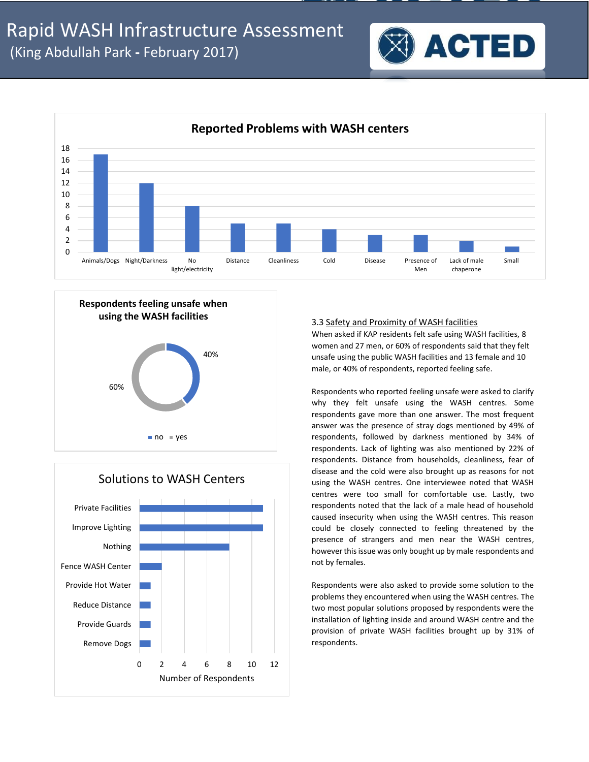# Rapid WASH Infrastructure Assessment
(King Abdullah Park - February 2017)

**Reported Problems with WASH centers**

| Problem | Count |
|---|---|
| Animals/Dogs | 17 |
| Night/Darkness | 12 |
| No light/electricity | 8 |
| Distance | 5 |
| Cleanliness | 5 |
| Cold | 4 |
| Disease | 3 |
| Presence of Men | 3 |
| Lack of male chaperone | 2 |
| Small | 1 |

**Respondents feeling unsafe when using the WASH facilities**

| Response | Percentage |
|---|---|
| no | 40% |
| yes | 60% |

**Solutions to WASH Centers**

| Solution | Number of Respondents |
|---|---|
| Private Facilities | 11 |
| Improve Lighting | 11 |
| Nothing | 8 |
| Fence WASH Center | 2 |
| Provide Hot Water | 1 |
| Reduce Distance | 1 |
| Provide Guards | 1 |
| Remove Dogs | 1 |

### 3.3 Safety and Proximity of WASH facilities

When asked if KAP residents felt safe using WASH facilities, 8 women and 27 men, or 60% of respondents said that they felt unsafe using the public WASH facilities and 13 female and 10 male, or 40% of respondents, reported feeling safe.

Respondents who reported feeling unsafe were asked to clarify why they felt unsafe using the WASH centres. Some respondents gave more than one answer. The most frequent answer was the presence of stray dogs mentioned by 49% of respondents, followed by darkness mentioned by 34% of respondents. Lack of lighting was also mentioned by 22% of respondents. Distance from households, cleanliness, fear of disease and the cold were also brought up as reasons for not using the WASH centres. One interviewee noted that WASH centres were too small for comfortable use. Lastly, two respondents noted that the lack of a male head of household caused insecurity when using the WASH centres. This reason could be closely connected to feeling threatened by the presence of strangers and men near the WASH centres, however this issue was only bought up by male respondents and not by females.

Respondents were also asked to provide some solution to the problems they encountered when using the WASH centres. The two most popular solutions proposed by respondents were the installation of lighting inside and around WASH centre and the provision of private WASH facilities brought up by 31% of respondents.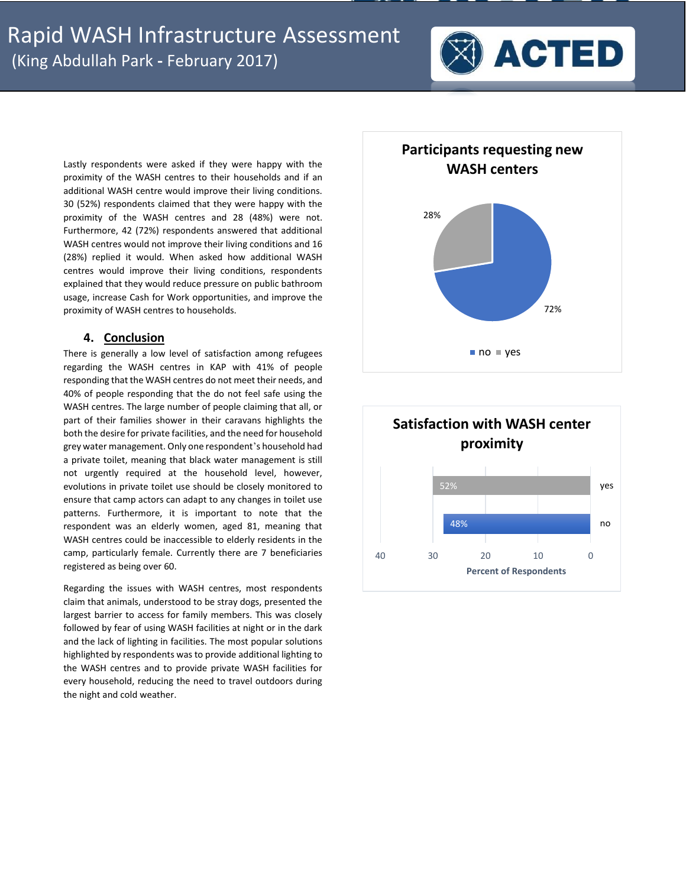Lastly respondents were asked if they were happy with the proximity of the WASH centres to their households and if an additional WASH centre would improve their living conditions. 30 (52%) respondents claimed that they were happy with the proximity of the WASH centres and 28 (48%) were not. Furthermore, 42 (72%) respondents answered that additional WASH centres would not improve their living conditions and 16 (28%) replied it would. When asked how additional WASH centres would improve their living conditions, respondents explained that they would reduce pressure on public bathroom usage, increase Cash for Work opportunities, and improve the proximity of WASH centres to households.

**Participants requesting new WASH centers**

| Response | Percent |
|---|---|
| no | 72% |
| yes | 28% |

**Satisfaction with WASH center proximity**

| Response | Percent of Respondents |
|---|---|
| yes | 52% |
| no | 48% |

## 4. Conclusion

There is generally a low level of satisfaction among refugees regarding the WASH centres in KAP with 41% of people responding that the WASH centres do not meet their needs, and 40% of people responding that the do not feel safe using the WASH centres. The large number of people claiming that all, or part of their families shower in their caravans highlights the both the desire for private facilities, and the need for household grey water management. Only one respondent's household had a private toilet, meaning that black water management is still not urgently required at the household level, however, evolutions in private toilet use should be closely monitored to ensure that camp actors can adapt to any changes in toilet use patterns. Furthermore, it is important to note that the respondent was an elderly women, aged 81, meaning that WASH centres could be inaccessible to elderly residents in the camp, particularly female. Currently there are 7 beneficiaries registered as being over 60.

Regarding the issues with WASH centres, most respondents claim that animals, understood to be stray dogs, presented the largest barrier to access for family members. This was closely followed by fear of using WASH facilities at night or in the dark and the lack of lighting in facilities. The most popular solutions highlighted by respondents was to provide additional lighting to the WASH centres and to provide private WASH facilities for every household, reducing the need to travel outdoors during the night and cold weather.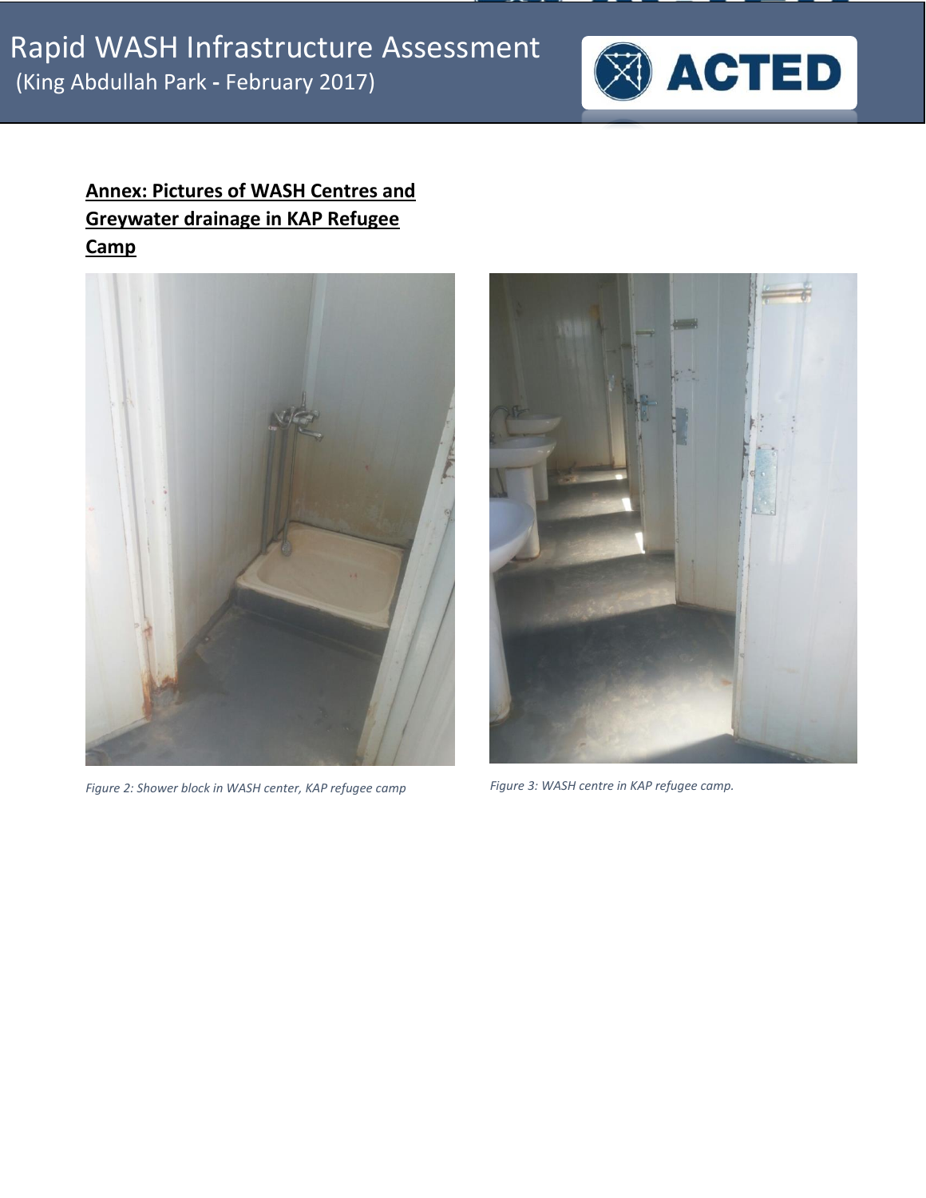## Annex: Pictures of WASH Centres and Greywater drainage in KAP Refugee Camp

*Figure 2: Shower block in WASH center, KAP refugee camp*

*Figure 3: WASH centre in KAP refugee camp.*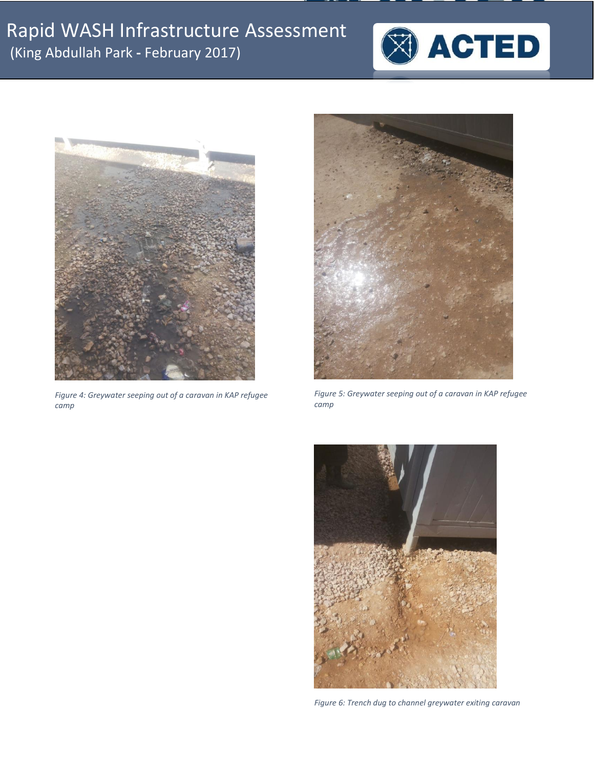*Figure 4: Greywater seeping out of a caravan in KAP refugee camp*

*Figure 5: Greywater seeping out of a caravan in KAP refugee camp*

*Figure 6: Trench dug to channel greywater exiting caravan*